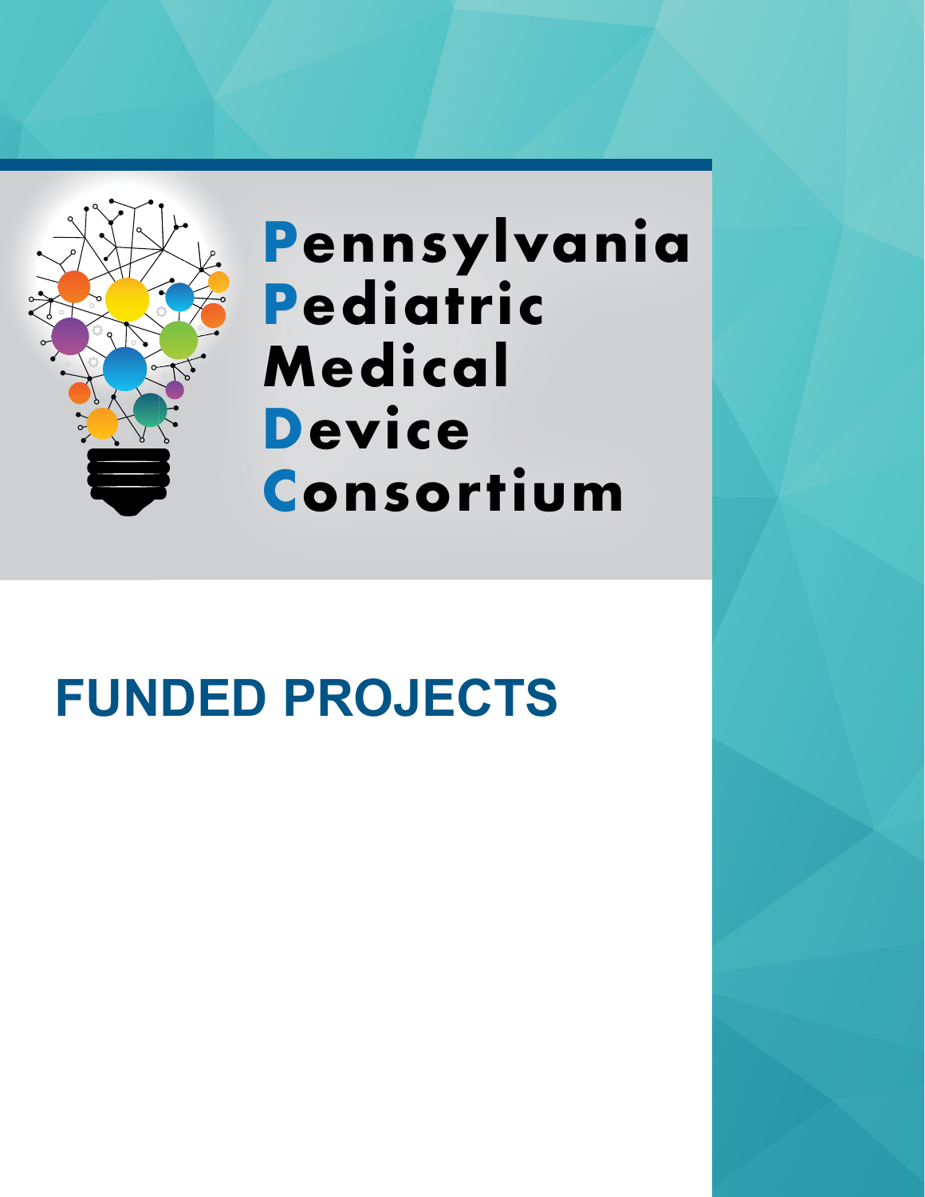# Pennsylvania Pediatric Medical Device Consortium

## FUNDED PROJECTS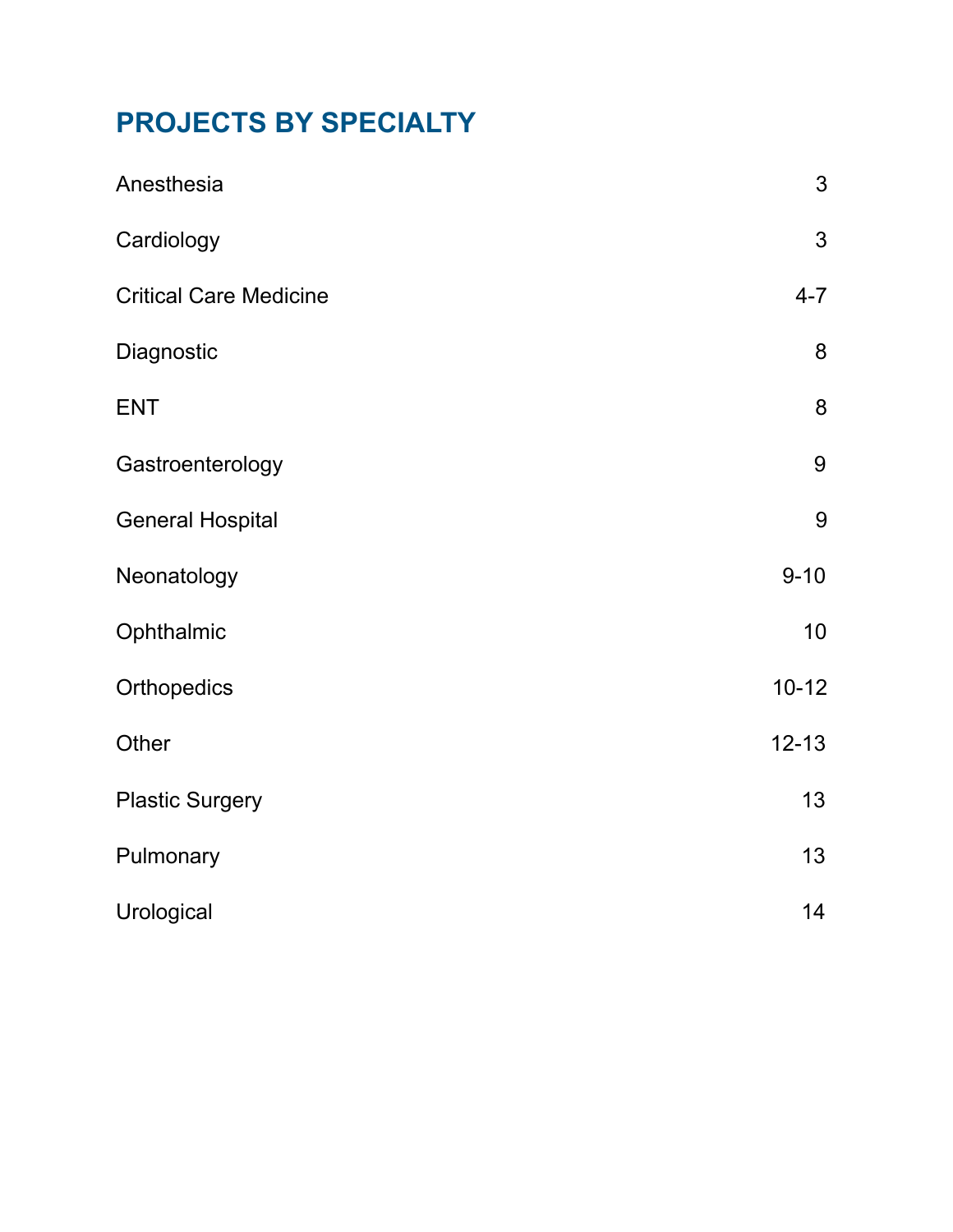## PROJECTS BY SPECIALTY

| Specialty | Page |
| --- | --- |
| Anesthesia | 3 |
| Cardiology | 3 |
| Critical Care Medicine | 4-7 |
| Diagnostic | 8 |
| ENT | 8 |
| Gastroenterology | 9 |
| General Hospital | 9 |
| Neonatology | 9-10 |
| Ophthalmic | 10 |
| Orthopedics | 10-12 |
| Other | 12-13 |
| Plastic Surgery | 13 |
| Pulmonary | 13 |
| Urological | 14 |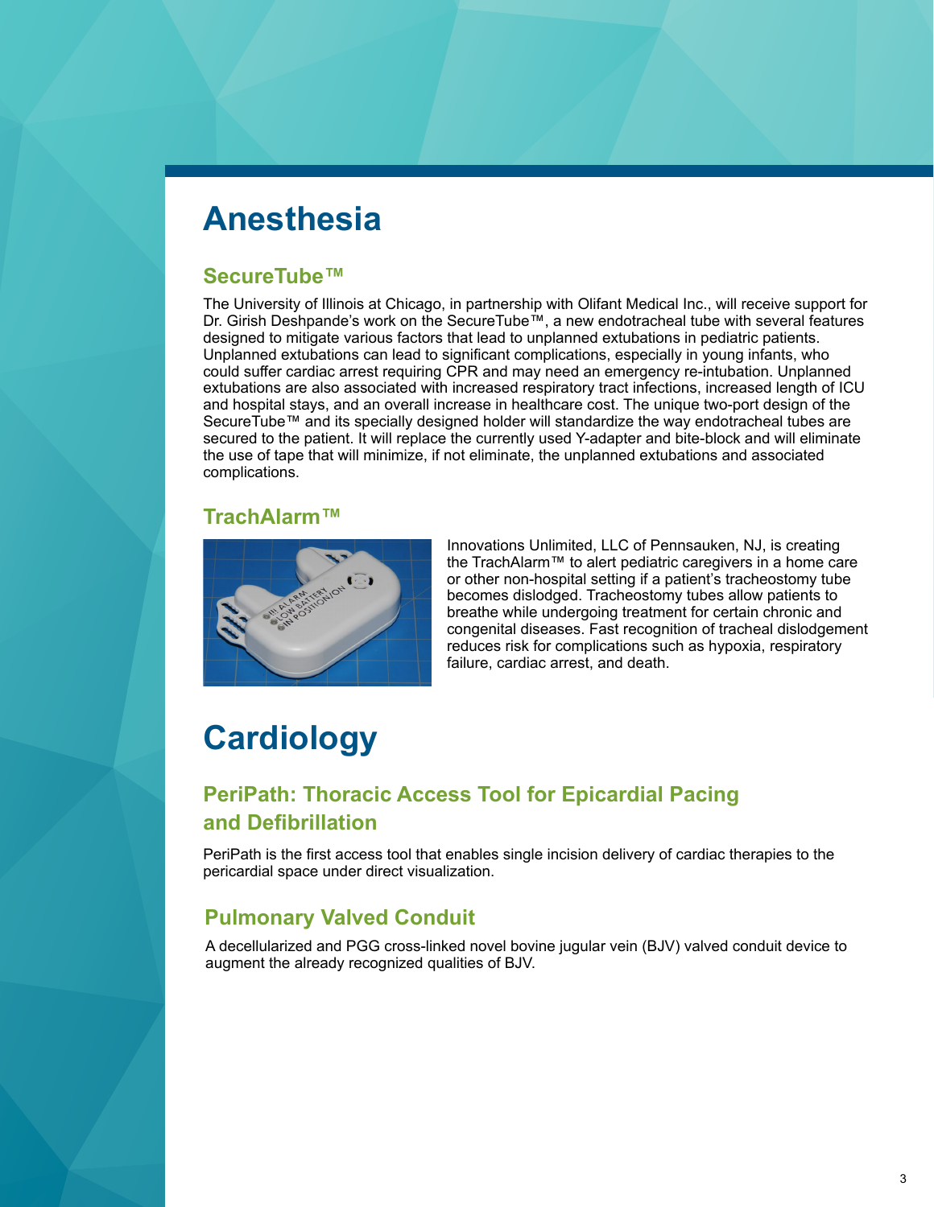# Anesthesia

## SecureTube™

The University of Illinois at Chicago, in partnership with Olifant Medical Inc., will receive support for Dr. Girish Deshpande's work on the SecureTube™, a new endotracheal tube with several features designed to mitigate various factors that lead to unplanned extubations in pediatric patients. Unplanned extubations can lead to significant complications, especially in young infants, who could suffer cardiac arrest requiring CPR and may need an emergency re-intubation. Unplanned extubations are also associated with increased respiratory tract infections, increased length of ICU and hospital stays, and an overall increase in healthcare cost. The unique two-port design of the SecureTube™ and its specially designed holder will standardize the way endotracheal tubes are secured to the patient. It will replace the currently used Y-adapter and bite-block and will eliminate the use of tape that will minimize, if not eliminate, the unplanned extubations and associated complications.

## TrachAlarm™

Innovations Unlimited, LLC of Pennsauken, NJ, is creating the TrachAlarm™ to alert pediatric caregivers in a home care or other non-hospital setting if a patient's tracheostomy tube becomes dislodged. Tracheostomy tubes allow patients to breathe while undergoing treatment for certain chronic and congenital diseases. Fast recognition of tracheal dislodgement reduces risk for complications such as hypoxia, respiratory failure, cardiac arrest, and death.

# Cardiology

## PeriPath: Thoracic Access Tool for Epicardial Pacing and Defibrillation

PeriPath is the first access tool that enables single incision delivery of cardiac therapies to the pericardial space under direct visualization.

## Pulmonary Valved Conduit

A decellularized and PGG cross-linked novel bovine jugular vein (BJV) valved conduit device to augment the already recognized qualities of BJV.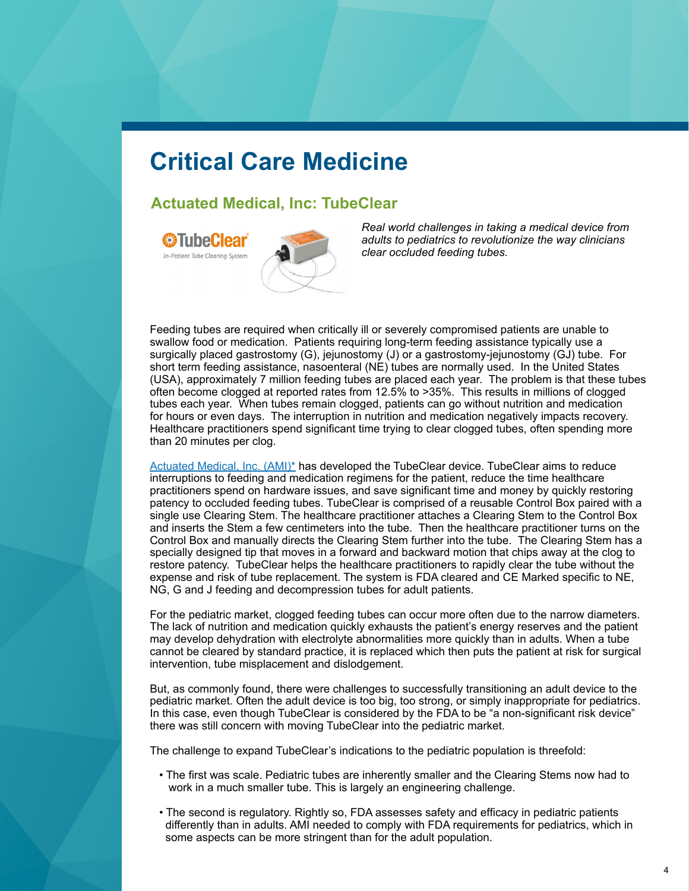# Critical Care Medicine

## Actuated Medical, Inc: TubeClear

*Real world challenges in taking a medical device from adults to pediatrics to revolutionize the way clinicians clear occluded feeding tubes.*

Feeding tubes are required when critically ill or severely compromised patients are unable to swallow food or medication. Patients requiring long-term feeding assistance typically use a surgically placed gastrostomy (G), jejunostomy (J) or a gastrostomy-jejunostomy (GJ) tube. For short term feeding assistance, nasoenteral (NE) tubes are normally used. In the United States (USA), approximately 7 million feeding tubes are placed each year. The problem is that these tubes often become clogged at reported rates from 12.5% to >35%. This results in millions of clogged tubes each year. When tubes remain clogged, patients can go without nutrition and medication for hours or even days. The interruption in nutrition and medication negatively impacts recovery. Healthcare practitioners spend significant time trying to clear clogged tubes, often spending more than 20 minutes per clog.

Actuated Medical, Inc. (AMI)* has developed the TubeClear device. TubeClear aims to reduce interruptions to feeding and medication regimens for the patient, reduce the time healthcare practitioners spend on hardware issues, and save significant time and money by quickly restoring patency to occluded feeding tubes. TubeClear is comprised of a reusable Control Box paired with a single use Clearing Stem. The healthcare practitioner attaches a Clearing Stem to the Control Box and inserts the Stem a few centimeters into the tube. Then the healthcare practitioner turns on the Control Box and manually directs the Clearing Stem further into the tube. The Clearing Stem has a specially designed tip that moves in a forward and backward motion that chips away at the clog to restore patency. TubeClear helps the healthcare practitioners to rapidly clear the tube without the expense and risk of tube replacement. The system is FDA cleared and CE Marked specific to NE, NG, G and J feeding and decompression tubes for adult patients.

For the pediatric market, clogged feeding tubes can occur more often due to the narrow diameters. The lack of nutrition and medication quickly exhausts the patient's energy reserves and the patient may develop dehydration with electrolyte abnormalities more quickly than in adults. When a tube cannot be cleared by standard practice, it is replaced which then puts the patient at risk for surgical intervention, tube misplacement and dislodgement.

But, as commonly found, there were challenges to successfully transitioning an adult device to the pediatric market. Often the adult device is too big, too strong, or simply inappropriate for pediatrics. In this case, even though TubeClear is considered by the FDA to be "a non-significant risk device" there was still concern with moving TubeClear into the pediatric market.

The challenge to expand TubeClear's indications to the pediatric population is threefold:

- The first was scale. Pediatric tubes are inherently smaller and the Clearing Stems now had to work in a much smaller tube. This is largely an engineering challenge.
- The second is regulatory. Rightly so, FDA assesses safety and efficacy in pediatric patients differently than in adults. AMI needed to comply with FDA requirements for pediatrics, which in some aspects can be more stringent than for the adult population.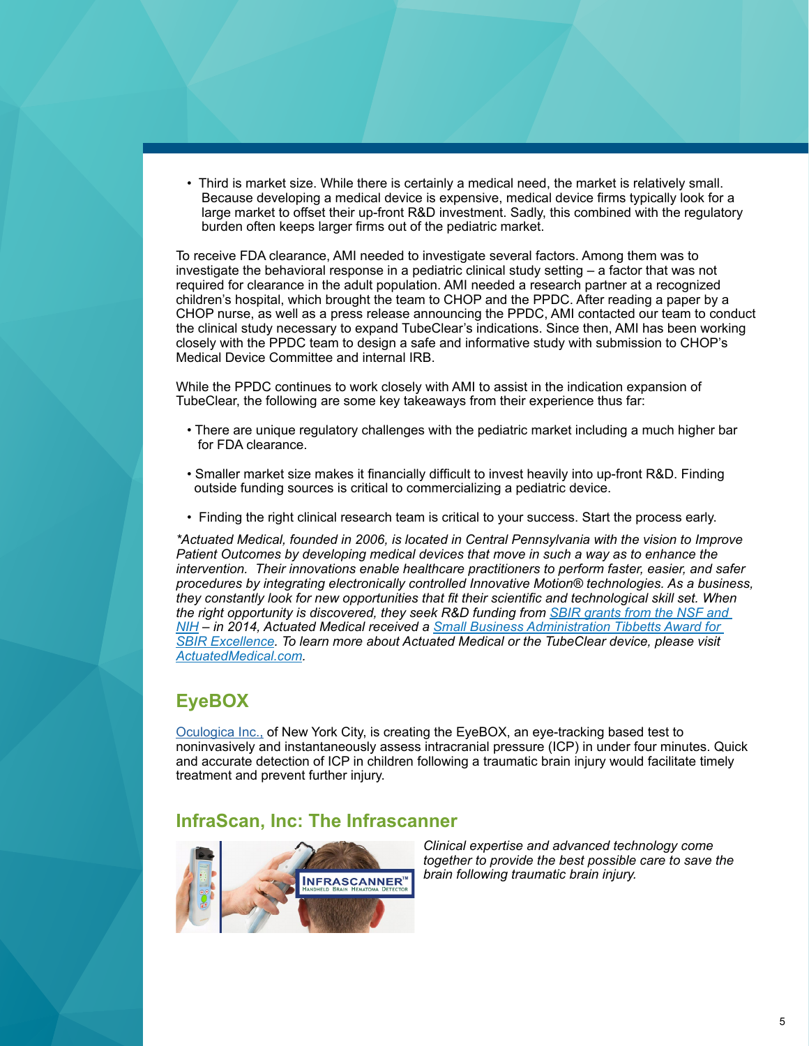- Third is market size. While there is certainly a medical need, the market is relatively small. Because developing a medical device is expensive, medical device firms typically look for a large market to offset their up-front R&D investment. Sadly, this combined with the regulatory burden often keeps larger firms out of the pediatric market.

To receive FDA clearance, AMI needed to investigate several factors. Among them was to investigate the behavioral response in a pediatric clinical study setting – a factor that was not required for clearance in the adult population. AMI needed a research partner at a recognized children's hospital, which brought the team to CHOP and the PPDC. After reading a paper by a CHOP nurse, as well as a press release announcing the PPDC, AMI contacted our team to conduct the clinical study necessary to expand TubeClear's indications. Since then, AMI has been working closely with the PPDC team to design a safe and informative study with submission to CHOP's Medical Device Committee and internal IRB.

While the PPDC continues to work closely with AMI to assist in the indication expansion of TubeClear, the following are some key takeaways from their experience thus far:

- There are unique regulatory challenges with the pediatric market including a much higher bar for FDA clearance.
- Smaller market size makes it financially difficult to invest heavily into up-front R&D. Finding outside funding sources is critical to commercializing a pediatric device.
- Finding the right clinical research team is critical to your success. Start the process early.

*\*Actuated Medical, founded in 2006, is located in Central Pennsylvania with the vision to Improve Patient Outcomes by developing medical devices that move in such a way as to enhance the intervention. Their innovations enable healthcare practitioners to perform faster, easier, and safer procedures by integrating electronically controlled Innovative Motion® technologies. As a business, they constantly look for new opportunities that fit their scientific and technological skill set. When the right opportunity is discovered, they seek R&D funding from SBIR grants from the NSF and NIH – in 2014, Actuated Medical received a Small Business Administration Tibbetts Award for SBIR Excellence. To learn more about Actuated Medical or the TubeClear device, please visit ActuatedMedical.com.*

## EyeBOX

Oculogica Inc., of New York City, is creating the EyeBOX, an eye-tracking based test to noninvasively and instantaneously assess intracranial pressure (ICP) in under four minutes. Quick and accurate detection of ICP in children following a traumatic brain injury would facilitate timely treatment and prevent further injury.

## InfraScan, Inc: The Infrascanner

*Clinical expertise and advanced technology come together to provide the best possible care to save the brain following traumatic brain injury.*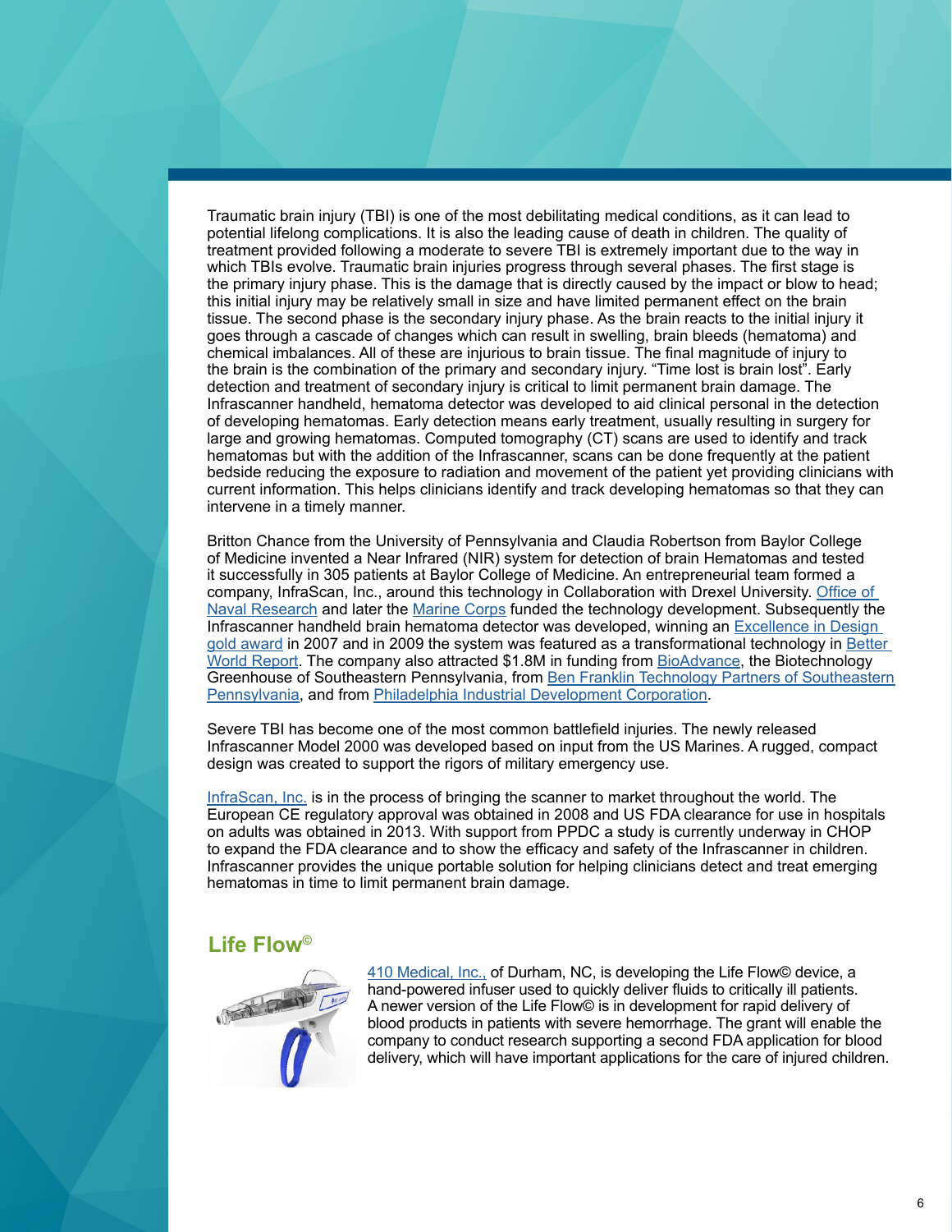Traumatic brain injury (TBI) is one of the most debilitating medical conditions, as it can lead to potential lifelong complications. It is also the leading cause of death in children. The quality of treatment provided following a moderate to severe TBI is extremely important due to the way in which TBIs evolve. Traumatic brain injuries progress through several phases. The first stage is the primary injury phase. This is the damage that is directly caused by the impact or blow to head; this initial injury may be relatively small in size and have limited permanent effect on the brain tissue. The second phase is the secondary injury phase. As the brain reacts to the initial injury it goes through a cascade of changes which can result in swelling, brain bleeds (hematoma) and chemical imbalances. All of these are injurious to brain tissue. The final magnitude of injury to the brain is the combination of the primary and secondary injury. "Time lost is brain lost". Early detection and treatment of secondary injury is critical to limit permanent brain damage. The Infrascanner handheld, hematoma detector was developed to aid clinical personal in the detection of developing hematomas. Early detection means early treatment, usually resulting in surgery for large and growing hematomas. Computed tomography (CT) scans are used to identify and track hematomas but with the addition of the Infrascanner, scans can be done frequently at the patient bedside reducing the exposure to radiation and movement of the patient yet providing clinicians with current information. This helps clinicians identify and track developing hematomas so that they can intervene in a timely manner.

Britton Chance from the University of Pennsylvania and Claudia Robertson from Baylor College of Medicine invented a Near Infrared (NIR) system for detection of brain Hematomas and tested it successfully in 305 patients at Baylor College of Medicine. An entrepreneurial team formed a company, InfraScan, Inc., around this technology in Collaboration with Drexel University. Office of Naval Research and later the Marine Corps funded the technology development. Subsequently the Infrascanner handheld brain hematoma detector was developed, winning an Excellence in Design gold award in 2007 and in 2009 the system was featured as a transformational technology in Better World Report. The company also attracted $1.8M in funding from BioAdvance, the Biotechnology Greenhouse of Southeastern Pennsylvania, from Ben Franklin Technology Partners of Southeastern Pennsylvania, and from Philadelphia Industrial Development Corporation.

Severe TBI has become one of the most common battlefield injuries. The newly released Infrascanner Model 2000 was developed based on input from the US Marines. A rugged, compact design was created to support the rigors of military emergency use.

InfraScan, Inc. is in the process of bringing the scanner to market throughout the world. The European CE regulatory approval was obtained in 2008 and US FDA clearance for use in hospitals on adults was obtained in 2013. With support from PPDC a study is currently underway in CHOP to expand the FDA clearance and to show the efficacy and safety of the Infrascanner in children. Infrascanner provides the unique portable solution for helping clinicians detect and treat emerging hematomas in time to limit permanent brain damage.

## Life Flow©

410 Medical, Inc., of Durham, NC, is developing the Life Flow© device, a hand-powered infuser used to quickly deliver fluids to critically ill patients. A newer version of the Life Flow© is in development for rapid delivery of blood products in patients with severe hemorrhage. The grant will enable the company to conduct research supporting a second FDA application for blood delivery, which will have important applications for the care of injured children.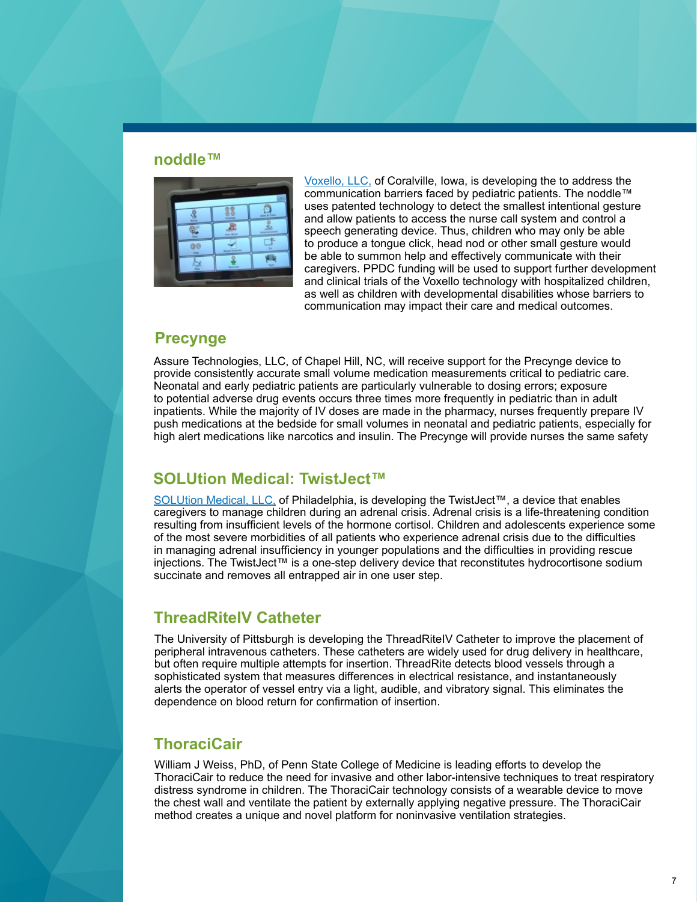## noddle™

Voxello, LLC, of Coralville, Iowa, is developing the to address the communication barriers faced by pediatric patients. The noddle™ uses patented technology to detect the smallest intentional gesture and allow patients to access the nurse call system and control a speech generating device. Thus, children who may only be able to produce a tongue click, head nod or other small gesture would be able to summon help and effectively communicate with their caregivers. PPDC funding will be used to support further development and clinical trials of the Voxello technology with hospitalized children, as well as children with developmental disabilities whose barriers to communication may impact their care and medical outcomes.

## Precygne

Assure Technologies, LLC, of Chapel Hill, NC, will receive support for the Precygne device to provide consistently accurate small volume medication measurements critical to pediatric care. Neonatal and early pediatric patients are particularly vulnerable to dosing errors; exposure to potential adverse drug events occurs three times more frequently in pediatric than in adult inpatients. While the majority of IV doses are made in the pharmacy, nurses frequently prepare IV push medications at the bedside for small volumes in neonatal and pediatric patients, especially for high alert medications like narcotics and insulin. The Precygne will provide nurses the same safety

## SOLUtion Medical: TwistJect™

SOLUtion Medical, LLC, of Philadelphia, is developing the TwistJect™, a device that enables caregivers to manage children during an adrenal crisis. Adrenal crisis is a life-threatening condition resulting from insufficient levels of the hormone cortisol. Children and adolescents experience some of the most severe morbidities of all patients who experience adrenal crisis due to the difficulties in managing adrenal insufficiency in younger populations and the difficulties in providing rescue injections. The TwistJect™ is a one-step delivery device that reconstitutes hydrocortisone sodium succinate and removes all entrapped air in one user step.

## ThreadRiteIV Catheter

The University of Pittsburgh is developing the ThreadRiteIV Catheter to improve the placement of peripheral intravenous catheters. These catheters are widely used for drug delivery in healthcare, but often require multiple attempts for insertion. ThreadRite detects blood vessels through a sophisticated system that measures differences in electrical resistance, and instantaneously alerts the operator of vessel entry via a light, audible, and vibratory signal. This eliminates the dependence on blood return for confirmation of insertion.

## ThoraciCair

William J Weiss, PhD, of Penn State College of Medicine is leading efforts to develop the ThoraciCair to reduce the need for invasive and other labor-intensive techniques to treat respiratory distress syndrome in children. The ThoraciCair technology consists of a wearable device to move the chest wall and ventilate the patient by externally applying negative pressure. The ThoraciCair method creates a unique and novel platform for noninvasive ventilation strategies.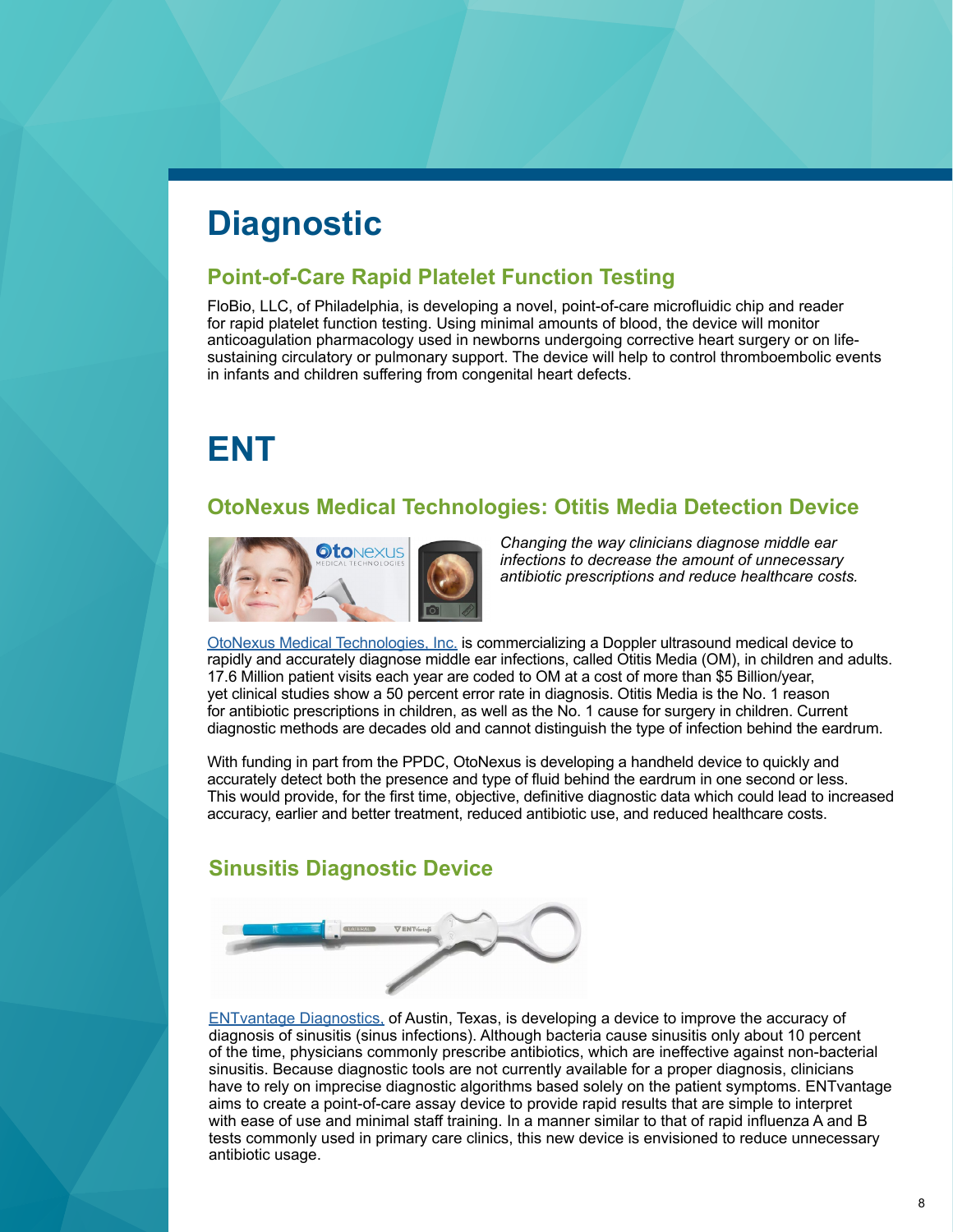# Diagnostic

## Point-of-Care Rapid Platelet Function Testing

FloBio, LLC, of Philadelphia, is developing a novel, point-of-care microfluidic chip and reader for rapid platelet function testing. Using minimal amounts of blood, the device will monitor anticoagulation pharmacology used in newborns undergoing corrective heart surgery or on life-sustaining circulatory or pulmonary support. The device will help to control thromboembolic events in infants and children suffering from congenital heart defects.

# ENT

## OtoNexus Medical Technologies: Otitis Media Detection Device

*Changing the way clinicians diagnose middle ear infections to decrease the amount of unnecessary antibiotic prescriptions and reduce healthcare costs.*

OtoNexus Medical Technologies, Inc. is commercializing a Doppler ultrasound medical device to rapidly and accurately diagnose middle ear infections, called Otitis Media (OM), in children and adults. 17.6 Million patient visits each year are coded to OM at a cost of more than $5 Billion/year, yet clinical studies show a 50 percent error rate in diagnosis. Otitis Media is the No. 1 reason for antibiotic prescriptions in children, as well as the No. 1 cause for surgery in children. Current diagnostic methods are decades old and cannot distinguish the type of infection behind the eardrum.

With funding in part from the PPDC, OtoNexus is developing a handheld device to quickly and accurately detect both the presence and type of fluid behind the eardrum in one second or less. This would provide, for the first time, objective, definitive diagnostic data which could lead to increased accuracy, earlier and better treatment, reduced antibiotic use, and reduced healthcare costs.

## Sinusitis Diagnostic Device

ENTvantage Diagnostics, of Austin, Texas, is developing a device to improve the accuracy of diagnosis of sinusitis (sinus infections). Although bacteria cause sinusitis only about 10 percent of the time, physicians commonly prescribe antibiotics, which are ineffective against non-bacterial sinusitis. Because diagnostic tools are not currently available for a proper diagnosis, clinicians have to rely on imprecise diagnostic algorithms based solely on the patient symptoms. ENTvantage aims to create a point-of-care assay device to provide rapid results that are simple to interpret with ease of use and minimal staff training. In a manner similar to that of rapid influenza A and B tests commonly used in primary care clinics, this new device is envisioned to reduce unnecessary antibiotic usage.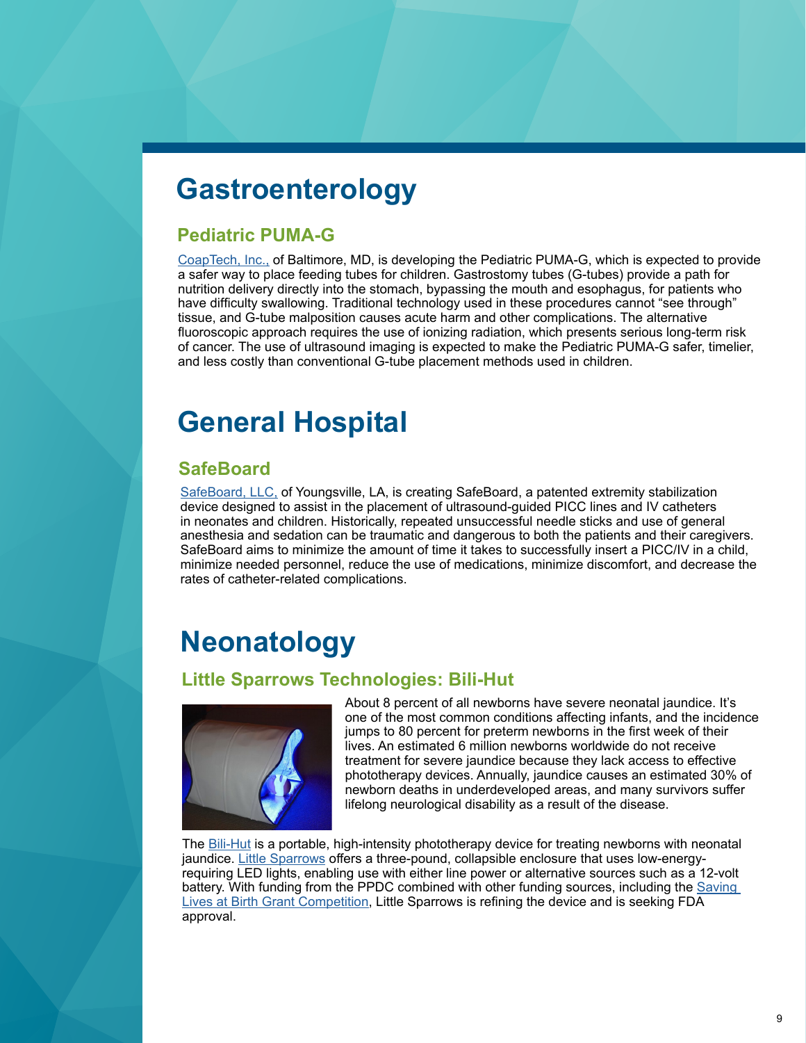# Gastroenterology

## Pediatric PUMA-G

CoapTech, Inc., of Baltimore, MD, is developing the Pediatric PUMA-G, which is expected to provide a safer way to place feeding tubes for children. Gastrostomy tubes (G-tubes) provide a path for nutrition delivery directly into the stomach, bypassing the mouth and esophagus, for patients who have difficulty swallowing. Traditional technology used in these procedures cannot "see through" tissue, and G-tube malposition causes acute harm and other complications. The alternative fluoroscopic approach requires the use of ionizing radiation, which presents serious long-term risk of cancer. The use of ultrasound imaging is expected to make the Pediatric PUMA-G safer, timelier, and less costly than conventional G-tube placement methods used in children.

# General Hospital

## SafeBoard

SafeBoard, LLC, of Youngsville, LA, is creating SafeBoard, a patented extremity stabilization device designed to assist in the placement of ultrasound-guided PICC lines and IV catheters in neonates and children. Historically, repeated unsuccessful needle sticks and use of general anesthesia and sedation can be traumatic and dangerous to both the patients and their caregivers. SafeBoard aims to minimize the amount of time it takes to successfully insert a PICC/IV in a child, minimize needed personnel, reduce the use of medications, minimize discomfort, and decrease the rates of catheter-related complications.

# Neonatology

## Little Sparrows Technologies: Bili-Hut

About 8 percent of all newborns have severe neonatal jaundice. It's one of the most common conditions affecting infants, and the incidence jumps to 80 percent for preterm newborns in the first week of their lives. An estimated 6 million newborns worldwide do not receive treatment for severe jaundice because they lack access to effective phototherapy devices. Annually, jaundice causes an estimated 30% of newborn deaths in underdeveloped areas, and many survivors suffer lifelong neurological disability as a result of the disease.

The Bili-Hut is a portable, high-intensity phototherapy device for treating newborns with neonatal jaundice. Little Sparrows offers a three-pound, collapsible enclosure that uses low-energy-requiring LED lights, enabling use with either line power or alternative sources such as a 12-volt battery. With funding from the PPDC combined with other funding sources, including the Saving Lives at Birth Grant Competition, Little Sparrows is refining the device and is seeking FDA approval.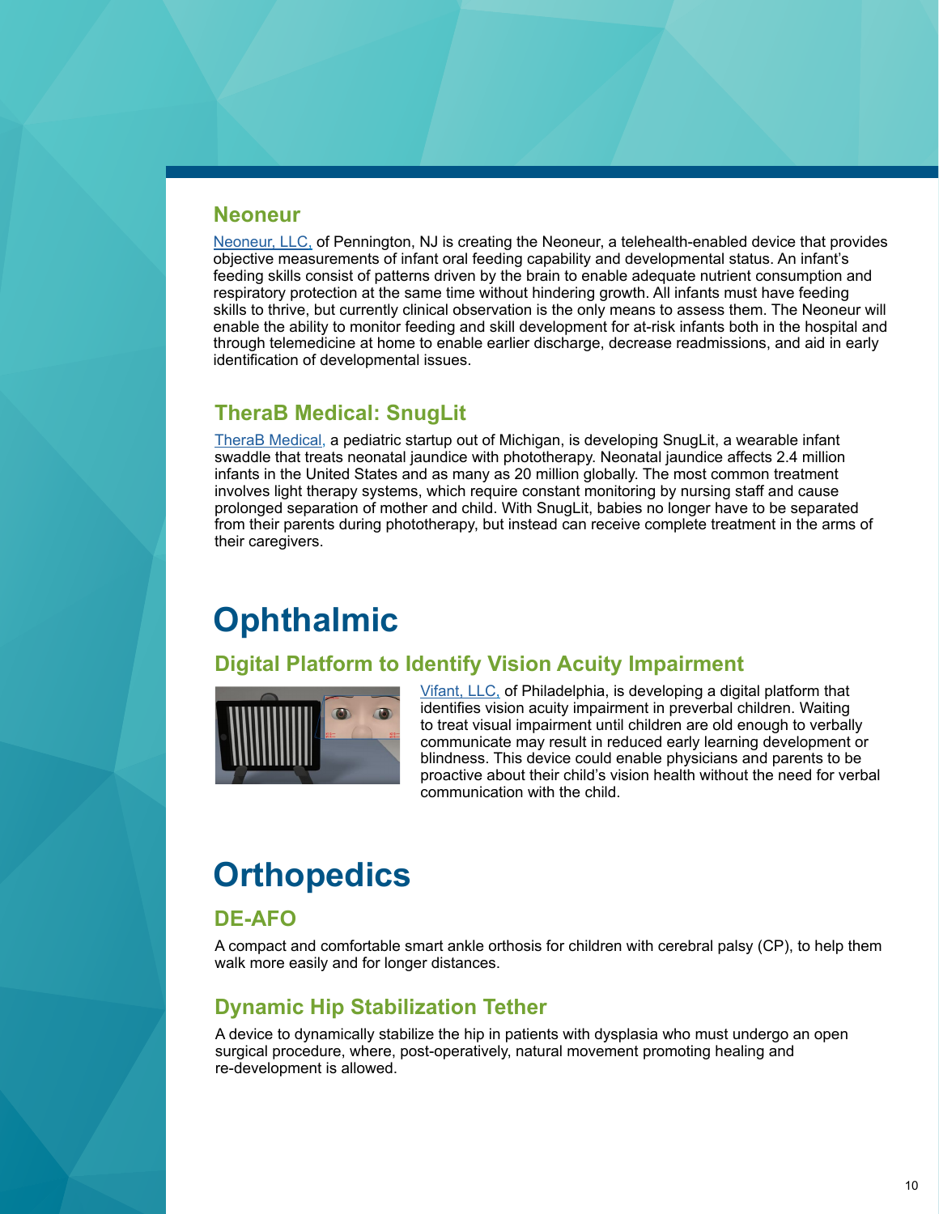### Neoneur

Neoneur, LLC, of Pennington, NJ is creating the Neoneur, a telehealth-enabled device that provides objective measurements of infant oral feeding capability and developmental status. An infant's feeding skills consist of patterns driven by the brain to enable adequate nutrient consumption and respiratory protection at the same time without hindering growth. All infants must have feeding skills to thrive, but currently clinical observation is the only means to assess them. The Neoneur will enable the ability to monitor feeding and skill development for at-risk infants both in the hospital and through telemedicine at home to enable earlier discharge, decrease readmissions, and aid in early identification of developmental issues.

### TheraB Medical: SnugLit

TheraB Medical, a pediatric startup out of Michigan, is developing SnugLit, a wearable infant swaddle that treats neonatal jaundice with phototherapy. Neonatal jaundice affects 2.4 million infants in the United States and as many as 20 million globally. The most common treatment involves light therapy systems, which require constant monitoring by nursing staff and cause prolonged separation of mother and child. With SnugLit, babies no longer have to be separated from their parents during phototherapy, but instead can receive complete treatment in the arms of their caregivers.

## Ophthalmic

### Digital Platform to Identify Vision Acuity Impairment

Vifant, LLC, of Philadelphia, is developing a digital platform that identifies vision acuity impairment in preverbal children. Waiting to treat visual impairment until children are old enough to verbally communicate may result in reduced early learning development or blindness. This device could enable physicians and parents to be proactive about their child's vision health without the need for verbal communication with the child.

## Orthopedics

### DE-AFO

A compact and comfortable smart ankle orthosis for children with cerebral palsy (CP), to help them walk more easily and for longer distances.

### Dynamic Hip Stabilization Tether

A device to dynamically stabilize the hip in patients with dysplasia who must undergo an open surgical procedure, where, post-operatively, natural movement promoting healing and re-development is allowed.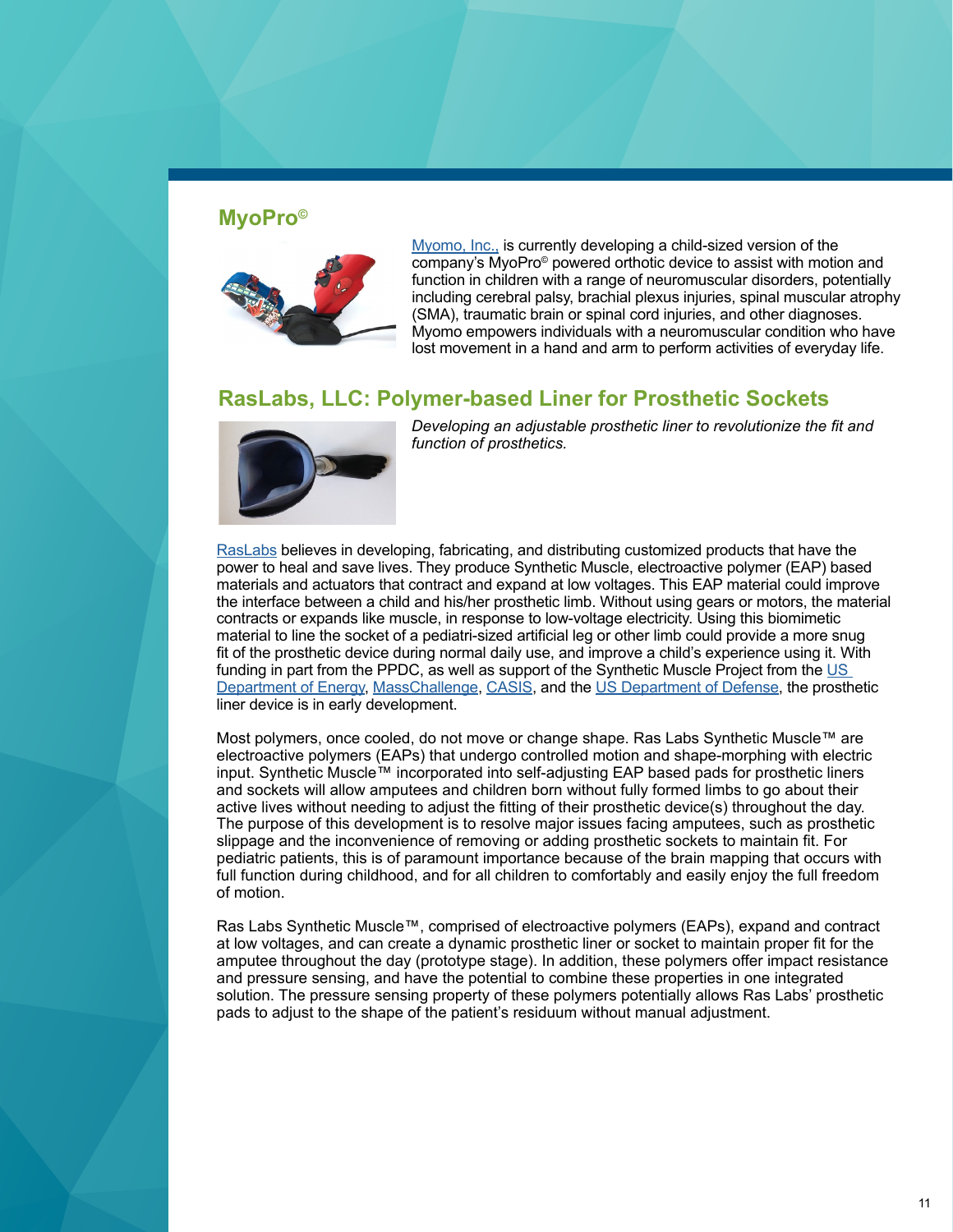## MyoPro©

Myomo, Inc., is currently developing a child-sized version of the company's MyoPro© powered orthotic device to assist with motion and function in children with a range of neuromuscular disorders, potentially including cerebral palsy, brachial plexus injuries, spinal muscular atrophy (SMA), traumatic brain or spinal cord injuries, and other diagnoses. Myomo empowers individuals with a neuromuscular condition who have lost movement in a hand and arm to perform activities of everyday life.

## RasLabs, LLC: Polymer-based Liner for Prosthetic Sockets

*Developing an adjustable prosthetic liner to revolutionize the fit and function of prosthetics.*

RasLabs believes in developing, fabricating, and distributing customized products that have the power to heal and save lives. They produce Synthetic Muscle, electroactive polymer (EAP) based materials and actuators that contract and expand at low voltages. This EAP material could improve the interface between a child and his/her prosthetic limb. Without using gears or motors, the material contracts or expands like muscle, in response to low-voltage electricity. Using this biomimetic material to line the socket of a pediatri-sized artificial leg or other limb could provide a more snug fit of the prosthetic device during normal daily use, and improve a child's experience using it. With funding in part from the PPDC, as well as support of the Synthetic Muscle Project from the US Department of Energy, MassChallenge, CASIS, and the US Department of Defense, the prosthetic liner device is in early development.

Most polymers, once cooled, do not move or change shape. Ras Labs Synthetic Muscle™ are electroactive polymers (EAPs) that undergo controlled motion and shape-morphing with electric input. Synthetic Muscle™ incorporated into self-adjusting EAP based pads for prosthetic liners and sockets will allow amputees and children born without fully formed limbs to go about their active lives without needing to adjust the fitting of their prosthetic device(s) throughout the day. The purpose of this development is to resolve major issues facing amputees, such as prosthetic slippage and the inconvenience of removing or adding prosthetic sockets to maintain fit. For pediatric patients, this is of paramount importance because of the brain mapping that occurs with full function during childhood, and for all children to comfortably and easily enjoy the full freedom of motion.

Ras Labs Synthetic Muscle™, comprised of electroactive polymers (EAPs), expand and contract at low voltages, and can create a dynamic prosthetic liner or socket to maintain proper fit for the amputee throughout the day (prototype stage). In addition, these polymers offer impact resistance and pressure sensing, and have the potential to combine these properties in one integrated solution. The pressure sensing property of these polymers potentially allows Ras Labs' prosthetic pads to adjust to the shape of the patient's residuum without manual adjustment.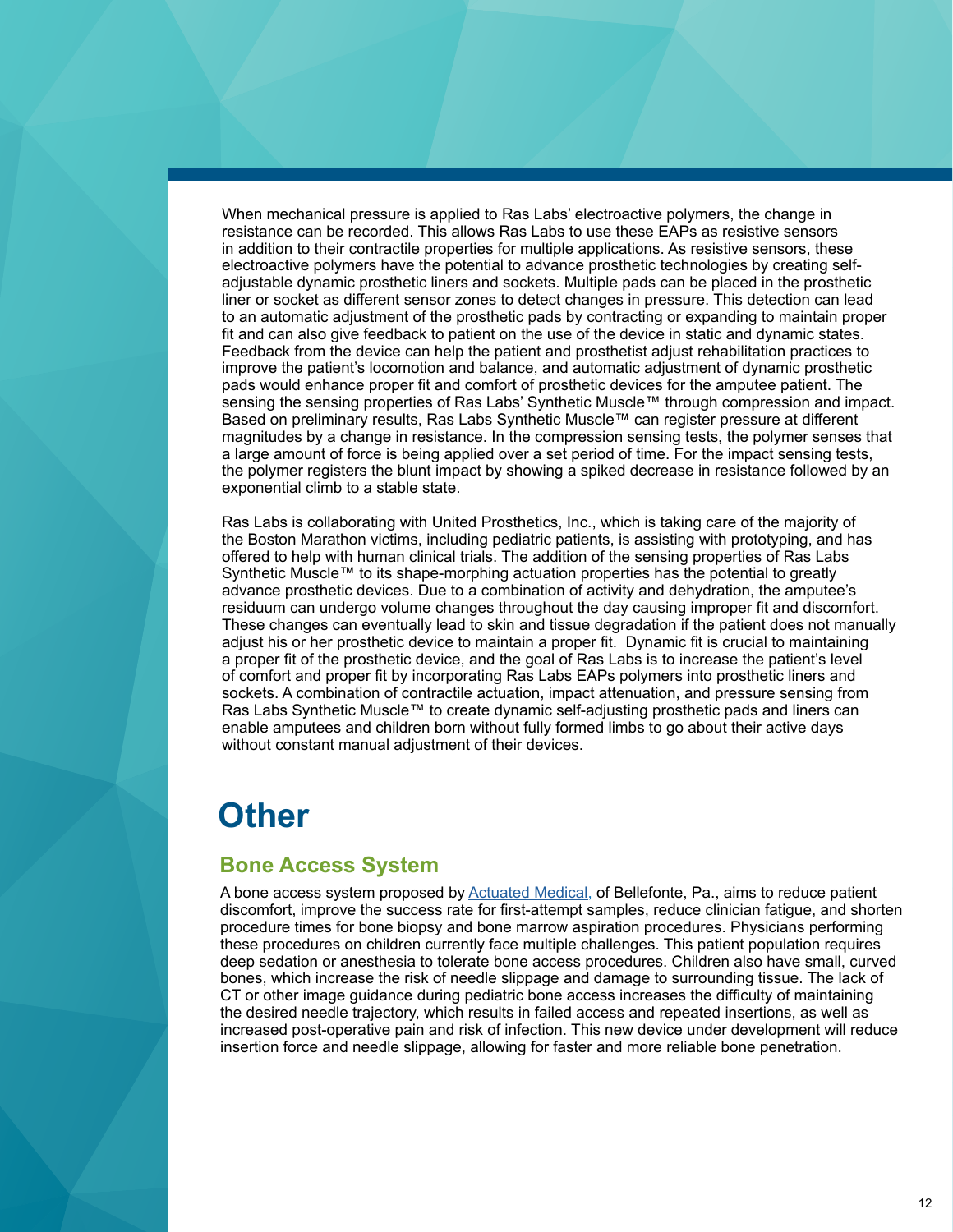When mechanical pressure is applied to Ras Labs' electroactive polymers, the change in resistance can be recorded. This allows Ras Labs to use these EAPs as resistive sensors in addition to their contractile properties for multiple applications. As resistive sensors, these electroactive polymers have the potential to advance prosthetic technologies by creating self-adjustable dynamic prosthetic liners and sockets. Multiple pads can be placed in the prosthetic liner or socket as different sensor zones to detect changes in pressure. This detection can lead to an automatic adjustment of the prosthetic pads by contracting or expanding to maintain proper fit and can also give feedback to patient on the use of the device in static and dynamic states. Feedback from the device can help the patient and prosthetist adjust rehabilitation practices to improve the patient's locomotion and balance, and automatic adjustment of dynamic prosthetic pads would enhance proper fit and comfort of prosthetic devices for the amputee patient. The sensing the sensing properties of Ras Labs' Synthetic Muscle™ through compression and impact. Based on preliminary results, Ras Labs Synthetic Muscle™ can register pressure at different magnitudes by a change in resistance. In the compression sensing tests, the polymer senses that a large amount of force is being applied over a set period of time. For the impact sensing tests, the polymer registers the blunt impact by showing a spiked decrease in resistance followed by an exponential climb to a stable state.

Ras Labs is collaborating with United Prosthetics, Inc., which is taking care of the majority of the Boston Marathon victims, including pediatric patients, is assisting with prototyping, and has offered to help with human clinical trials. The addition of the sensing properties of Ras Labs Synthetic Muscle™ to its shape-morphing actuation properties has the potential to greatly advance prosthetic devices. Due to a combination of activity and dehydration, the amputee's residuum can undergo volume changes throughout the day causing improper fit and discomfort. These changes can eventually lead to skin and tissue degradation if the patient does not manually adjust his or her prosthetic device to maintain a proper fit. Dynamic fit is crucial to maintaining a proper fit of the prosthetic device, and the goal of Ras Labs is to increase the patient's level of comfort and proper fit by incorporating Ras Labs EAPs polymers into prosthetic liners and sockets. A combination of contractile actuation, impact attenuation, and pressure sensing from Ras Labs Synthetic Muscle™ to create dynamic self-adjusting prosthetic pads and liners can enable amputees and children born without fully formed limbs to go about their active days without constant manual adjustment of their devices.

# Other

## Bone Access System

A bone access system proposed by Actuated Medical, of Bellefonte, Pa., aims to reduce patient discomfort, improve the success rate for first-attempt samples, reduce clinician fatigue, and shorten procedure times for bone biopsy and bone marrow aspiration procedures. Physicians performing these procedures on children currently face multiple challenges. This patient population requires deep sedation or anesthesia to tolerate bone access procedures. Children also have small, curved bones, which increase the risk of needle slippage and damage to surrounding tissue. The lack of CT or other image guidance during pediatric bone access increases the difficulty of maintaining the desired needle trajectory, which results in failed access and repeated insertions, as well as increased post-operative pain and risk of infection. This new device under development will reduce insertion force and needle slippage, allowing for faster and more reliable bone penetration.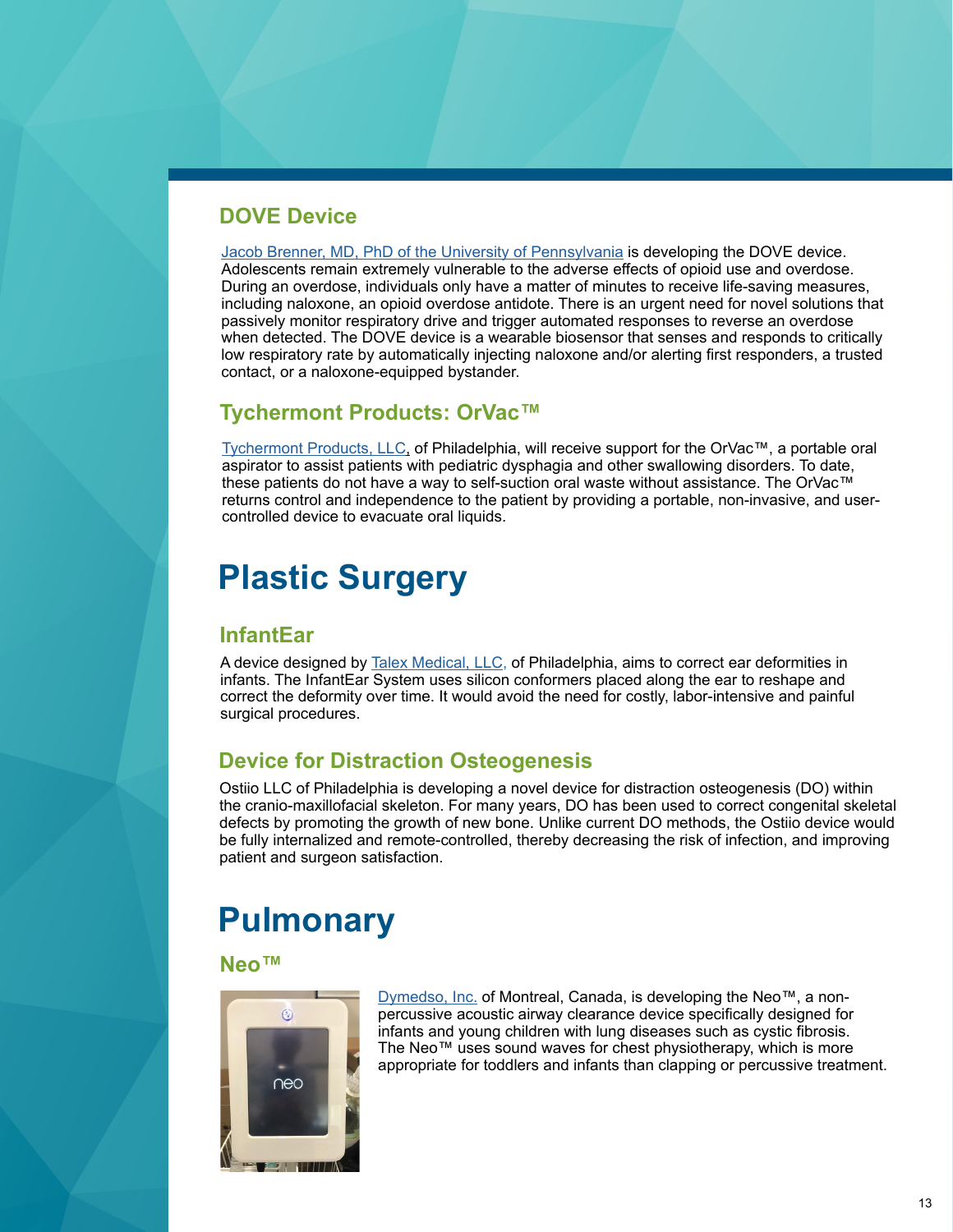### DOVE Device

Jacob Brenner, MD, PhD of the University of Pennsylvania is developing the DOVE device. Adolescents remain extremely vulnerable to the adverse effects of opioid use and overdose. During an overdose, individuals only have a matter of minutes to receive life-saving measures, including naloxone, an opioid overdose antidote. There is an urgent need for novel solutions that passively monitor respiratory drive and trigger automated responses to reverse an overdose when detected. The DOVE device is a wearable biosensor that senses and responds to critically low respiratory rate by automatically injecting naloxone and/or alerting first responders, a trusted contact, or a naloxone-equipped bystander.

### Tychermont Products: OrVac™

Tychermont Products, LLC, of Philadelphia, will receive support for the OrVac™, a portable oral aspirator to assist patients with pediatric dysphagia and other swallowing disorders. To date, these patients do not have a way to self-suction oral waste without assistance. The OrVac™ returns control and independence to the patient by providing a portable, non-invasive, and user-controlled device to evacuate oral liquids.

## Plastic Surgery

### InfantEar

A device designed by Talex Medical, LLC, of Philadelphia, aims to correct ear deformities in infants. The InfantEar System uses silicon conformers placed along the ear to reshape and correct the deformity over time. It would avoid the need for costly, labor-intensive and painful surgical procedures.

### Device for Distraction Osteogenesis

Ostiio LLC of Philadelphia is developing a novel device for distraction osteogenesis (DO) within the cranio-maxillofacial skeleton. For many years, DO has been used to correct congenital skeletal defects by promoting the growth of new bone. Unlike current DO methods, the Ostiio device would be fully internalized and remote-controlled, thereby decreasing the risk of infection, and improving patient and surgeon satisfaction.

## Pulmonary

### Neo™

Dymedso, Inc. of Montreal, Canada, is developing the Neo™, a non-percussive acoustic airway clearance device specifically designed for infants and young children with lung diseases such as cystic fibrosis. The Neo™ uses sound waves for chest physiotherapy, which is more appropriate for toddlers and infants than clapping or percussive treatment.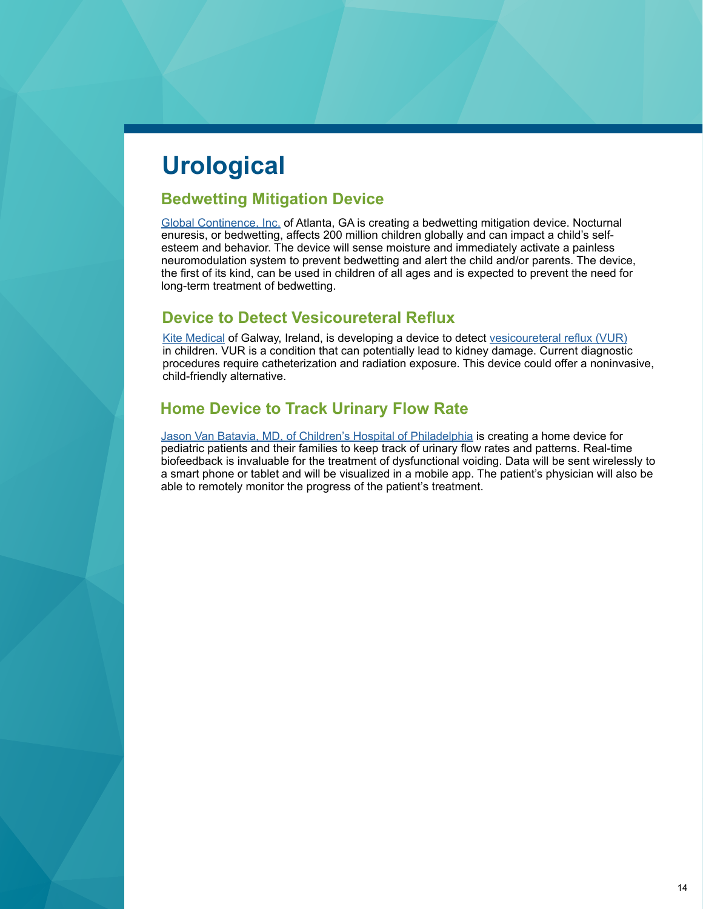# Urological

## Bedwetting Mitigation Device

Global Continence, Inc. of Atlanta, GA is creating a bedwetting mitigation device. Nocturnal enuresis, or bedwetting, affects 200 million children globally and can impact a child's self-esteem and behavior. The device will sense moisture and immediately activate a painless neuromodulation system to prevent bedwetting and alert the child and/or parents. The device, the first of its kind, can be used in children of all ages and is expected to prevent the need for long-term treatment of bedwetting.

## Device to Detect Vesicoureteral Reflux

Kite Medical of Galway, Ireland, is developing a device to detect vesicoureteral reflux (VUR) in children. VUR is a condition that can potentially lead to kidney damage. Current diagnostic procedures require catheterization and radiation exposure. This device could offer a noninvasive, child-friendly alternative.

## Home Device to Track Urinary Flow Rate

Jason Van Batavia, MD, of Children's Hospital of Philadelphia is creating a home device for pediatric patients and their families to keep track of urinary flow rates and patterns. Real-time biofeedback is invaluable for the treatment of dysfunctional voiding. Data will be sent wirelessly to a smart phone or tablet and will be visualized in a mobile app. The patient's physician will also be able to remotely monitor the progress of the patient's treatment.